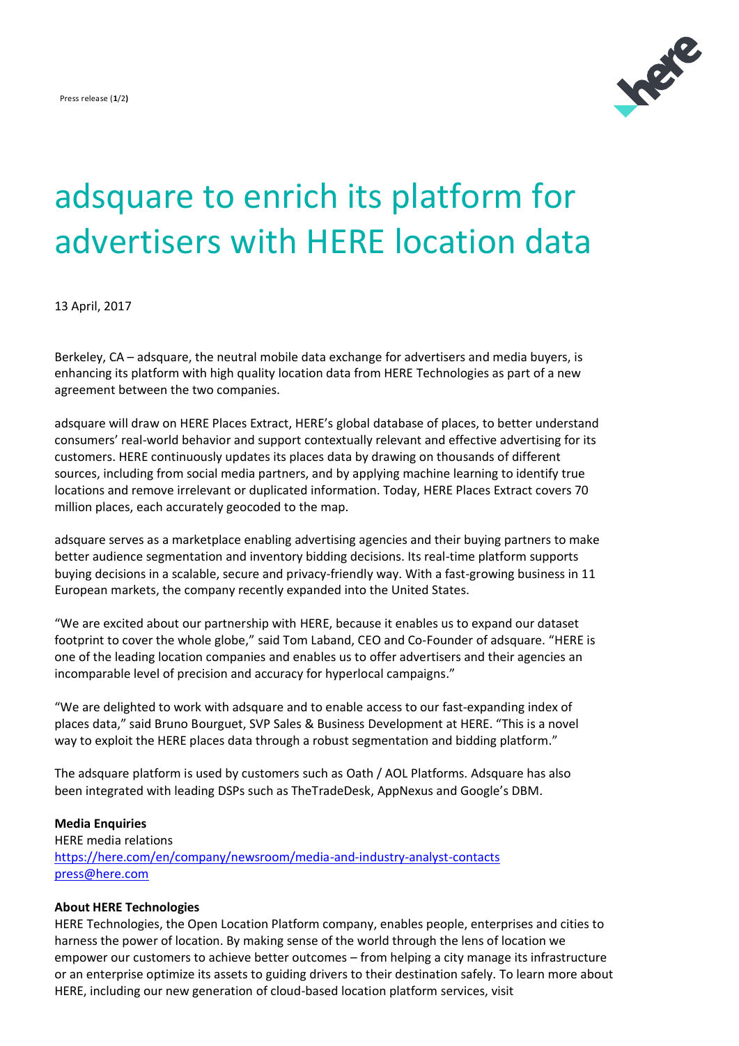# adsquare to enrich its platform for advertisers with HERE location data

13 April, 2017

Berkeley, CA – adsquare, the neutral mobile data exchange for advertisers and media buyers, is enhancing its platform with high quality location data from HERE Technologies as part of a new agreement between the two companies.

adsquare will draw on HERE Places Extract, HERE's global database of places, to better understand consumers' real-world behavior and support contextually relevant and effective advertising for its customers. HERE continuously updates its places data by drawing on thousands of different sources, including from social media partners, and by applying machine learning to identify true locations and remove irrelevant or duplicated information. Today, HERE Places Extract covers 70 million places, each accurately geocoded to the map.

adsquare serves as a marketplace enabling advertising agencies and their buying partners to make better audience segmentation and inventory bidding decisions. Its real-time platform supports buying decisions in a scalable, secure and privacy-friendly way. With a fast-growing business in 11 European markets, the company recently expanded into the United States.

"We are excited about our partnership with HERE, because it enables us to expand our dataset footprint to cover the whole globe," said Tom Laband, CEO and Co-Founder of adsquare. "HERE is one of the leading location companies and enables us to offer advertisers and their agencies an incomparable level of precision and accuracy for hyperlocal campaigns."

"We are delighted to work with adsquare and to enable access to our fast-expanding index of places data," said Bruno Bourguet, SVP Sales & Business Development at HERE. "This is a novel way to exploit the HERE places data through a robust segmentation and bidding platform."

The adsquare platform is used by customers such as Oath / AOL Platforms. Adsquare has also been integrated with leading DSPs such as TheTradeDesk, AppNexus and Google's DBM.

**Media Enquiries**
HERE media relations
https://here.com/en/company/newsroom/media-and-industry-analyst-contacts
press@here.com

**About HERE Technologies**
HERE Technologies, the Open Location Platform company, enables people, enterprises and cities to harness the power of location. By making sense of the world through the lens of location we empower our customers to achieve better outcomes – from helping a city manage its infrastructure or an enterprise optimize its assets to guiding drivers to their destination safely. To learn more about HERE, including our new generation of cloud-based location platform services, visit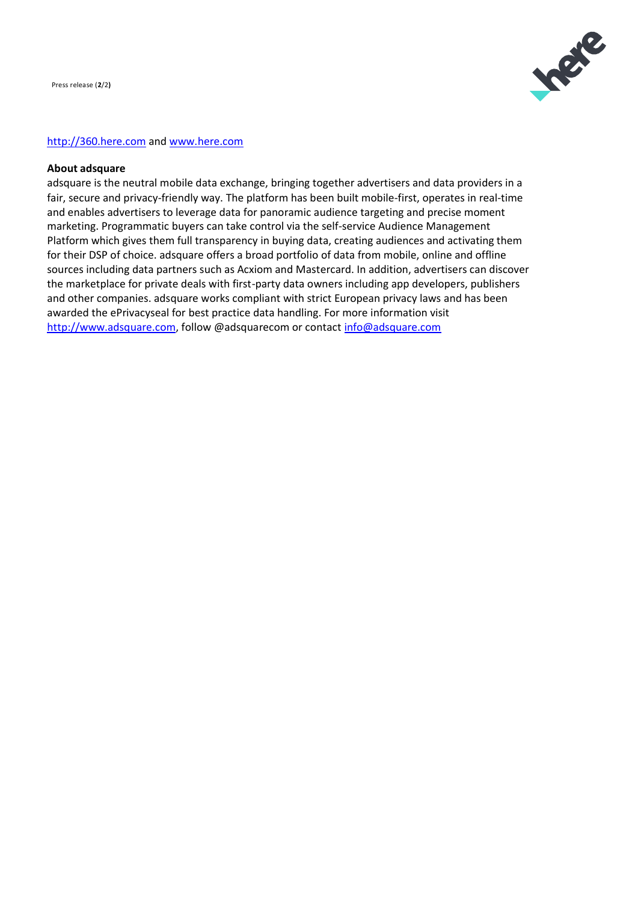http://360.here.com and www.here.com

**About adsquare**

adsquare is the neutral mobile data exchange, bringing together advertisers and data providers in a fair, secure and privacy-friendly way. The platform has been built mobile-first, operates in real-time and enables advertisers to leverage data for panoramic audience targeting and precise moment marketing. Programmatic buyers can take control via the self-service Audience Management Platform which gives them full transparency in buying data, creating audiences and activating them for their DSP of choice. adsquare offers a broad portfolio of data from mobile, online and offline sources including data partners such as Acxiom and Mastercard. In addition, advertisers can discover the marketplace for private deals with first-party data owners including app developers, publishers and other companies. adsquare works compliant with strict European privacy laws and has been awarded the ePrivacyseal for best practice data handling. For more information visit http://www.adsquare.com, follow @adsquarecom or contact info@adsquare.com